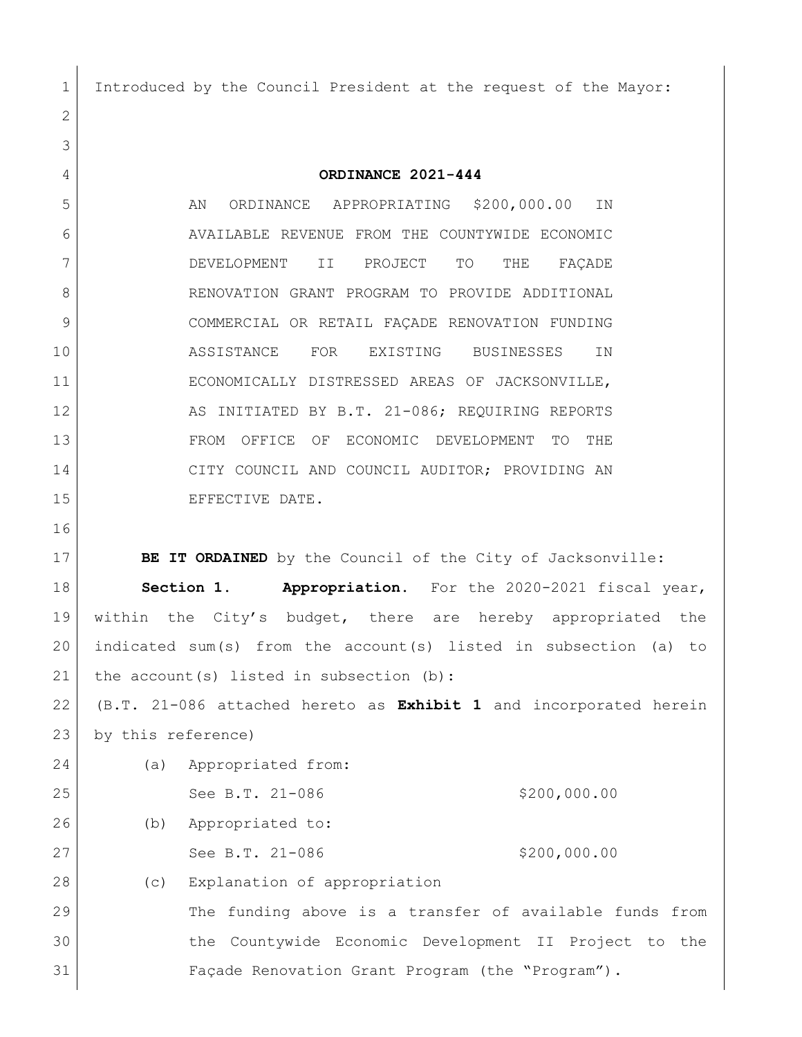Introduced by the Council President at the request of the Mayor:

# ORDINANCE 2021-444

AN ORDINANCE APPROPRIATING $200,000.00 IN AVAILABLE REVENUE FROM THE COUNTYWIDE ECONOMIC DEVELOPMENT II PROJECT TO THE FAÇADE RENOVATION GRANT PROGRAM TO PROVIDE ADDITIONAL COMMERCIAL OR RETAIL FAÇADE RENOVATION FUNDING ASSISTANCE FOR EXISTING BUSINESSES IN ECONOMICALLY DISTRESSED AREAS OF JACKSONVILLE, AS INITIATED BY B.T. 21-086; REQUIRING REPORTS FROM OFFICE OF ECONOMIC DEVELOPMENT TO THE CITY COUNCIL AND COUNCIL AUDITOR; PROVIDING AN EFFECTIVE DATE.

**BE IT ORDAINED** by the Council of the City of Jacksonville:

**Section 1. Appropriation.** For the 2020-2021 fiscal year, within the City's budget, there are hereby appropriated the indicated sum(s) from the account(s) listed in subsection (a) to the account(s) listed in subsection (b):

(B.T. 21-086 attached hereto as **Exhibit 1** and incorporated herein by this reference)

(a) Appropriated from:

See B.T. 21-086 $200,000.00

(b) Appropriated to:

See B.T. 21-086 $200,000.00

(c) Explanation of appropriation

The funding above is a transfer of available funds from the Countywide Economic Development II Project to the Façade Renovation Grant Program (the "Program").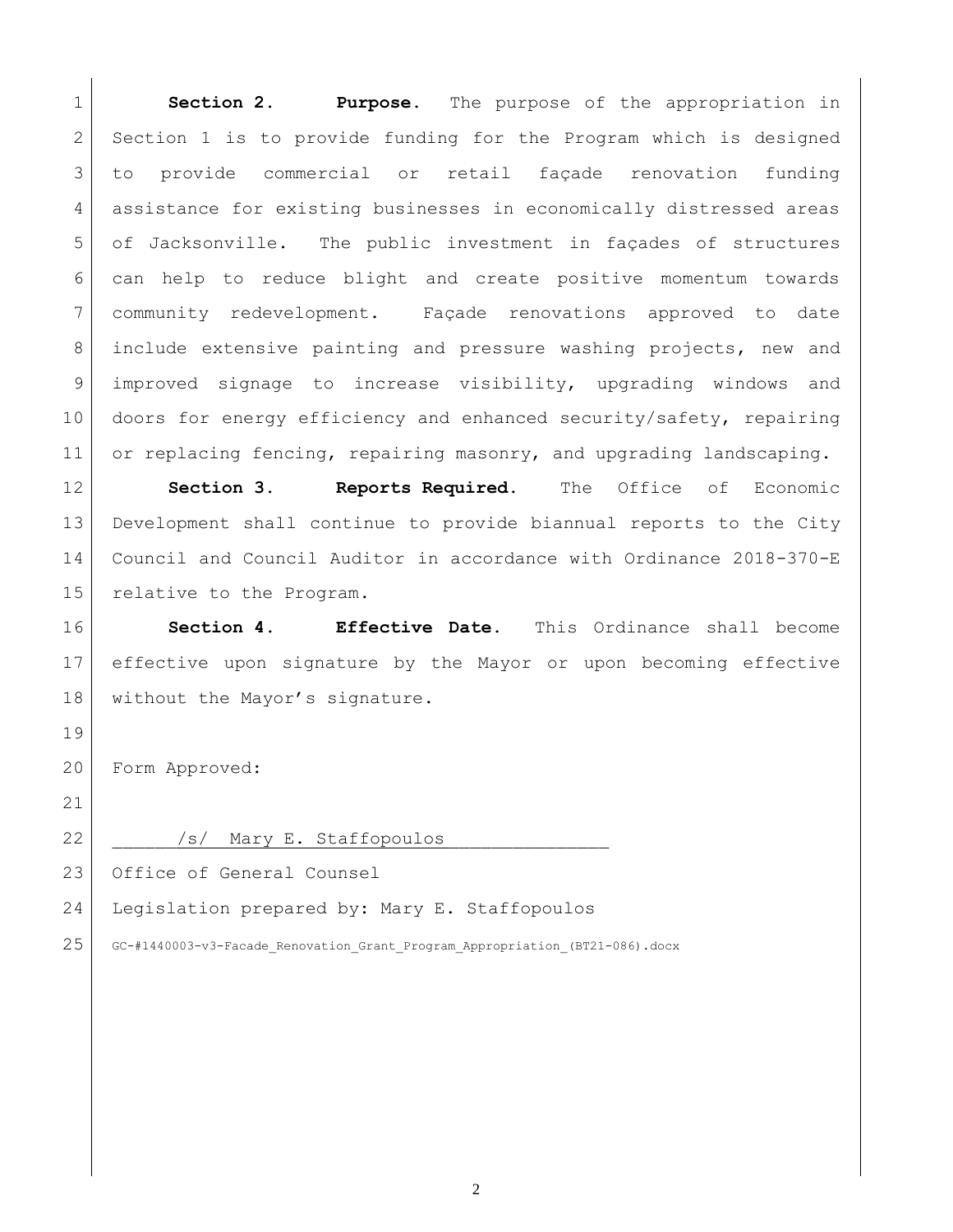**Section 2. Purpose.** The purpose of the appropriation in Section 1 is to provide funding for the Program which is designed to provide commercial or retail façade renovation funding assistance for existing businesses in economically distressed areas of Jacksonville. The public investment in façades of structures can help to reduce blight and create positive momentum towards community redevelopment. Façade renovations approved to date include extensive painting and pressure washing projects, new and improved signage to increase visibility, upgrading windows and doors for energy efficiency and enhanced security/safety, repairing or replacing fencing, repairing masonry, and upgrading landscaping.

**Section 3. Reports Required.** The Office of Economic Development shall continue to provide biannual reports to the City Council and Council Auditor in accordance with Ordinance 2018-370-E relative to the Program.

**Section 4. Effective Date.** This Ordinance shall become effective upon signature by the Mayor or upon becoming effective without the Mayor's signature.

Form Approved:

/s/ Mary E. Staffopoulos

Office of General Counsel

Legislation prepared by: Mary E. Staffopoulos

GC-#1440003-v3-Facade_Renovation_Grant_Program_Appropriation_(BT21-086).docx